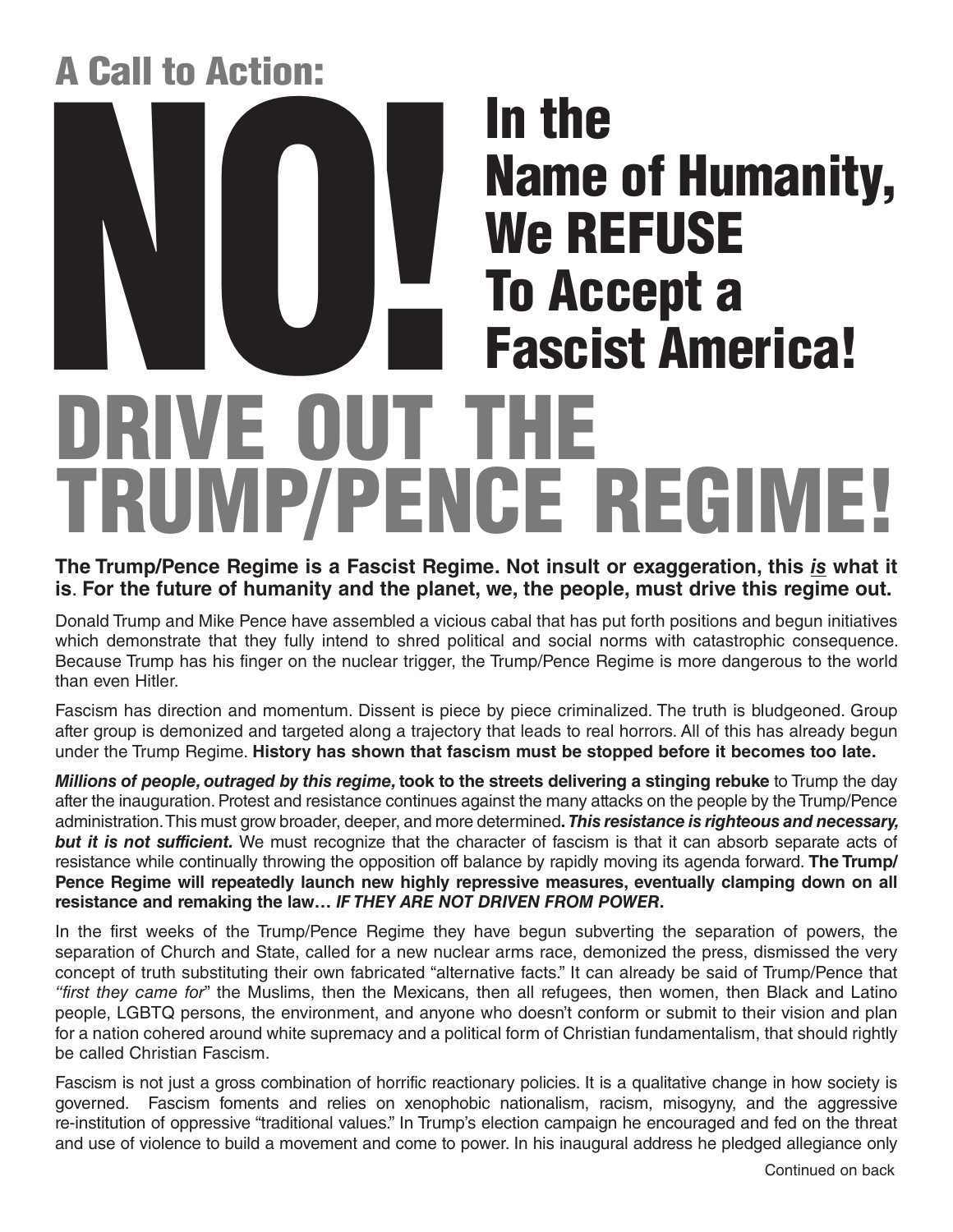## A Call to Action:

# NO! In the Name of Humanity, We REFUSE To Accept a Fascist America!

# DRIVE OUT THE TRUMP/PENCE REGIME!

**The Trump/Pence Regime is a Fascist Regime. Not insult or exaggeration, this _is_ what it is. For the future of humanity and the planet, we, the people, must drive this regime out.**

Donald Trump and Mike Pence have assembled a vicious cabal that has put forth positions and begun initiatives which demonstrate that they fully intend to shred political and social norms with catastrophic consequence. Because Trump has his finger on the nuclear trigger, the Trump/Pence Regime is more dangerous to the world than even Hitler.

Fascism has direction and momentum. Dissent is piece by piece criminalized. The truth is bludgeoned. Group after group is demonized and targeted along a trajectory that leads to real horrors. All of this has already begun under the Trump Regime. **History has shown that fascism must be stopped before it becomes too late.**

***Millions of people, outraged by this regime,*** **took to the streets delivering a stinging rebuke** to Trump the day after the inauguration. Protest and resistance continues against the many attacks on the people by the Trump/Pence administration. This must grow broader, deeper, and more determined***. This resistance is righteous and necessary, but it is not sufficient.*** We must recognize that the character of fascism is that it can absorb separate acts of resistance while continually throwing the opposition off balance by rapidly moving its agenda forward. **The Trump/Pence Regime will repeatedly launch new highly repressive measures, eventually clamping down on all resistance and remaking the law…** ***IF THEY ARE NOT DRIVEN FROM POWER*****.**

In the first weeks of the Trump/Pence Regime they have begun subverting the separation of powers, the separation of Church and State, called for a new nuclear arms race, demonized the press, dismissed the very concept of truth substituting their own fabricated "alternative facts." It can already be said of Trump/Pence that *"first they came for"* the Muslims, then the Mexicans, then all refugees, then women, then Black and Latino people, LGBTQ persons, the environment, and anyone who doesn't conform or submit to their vision and plan for a nation cohered around white supremacy and a political form of Christian fundamentalism, that should rightly be called Christian Fascism.

Fascism is not just a gross combination of horrific reactionary policies. It is a qualitative change in how society is governed. Fascism foments and relies on xenophobic nationalism, racism, misogyny, and the aggressive re-institution of oppressive "traditional values." In Trump's election campaign he encouraged and fed on the threat and use of violence to build a movement and come to power. In his inaugural address he pledged allegiance only

Continued on back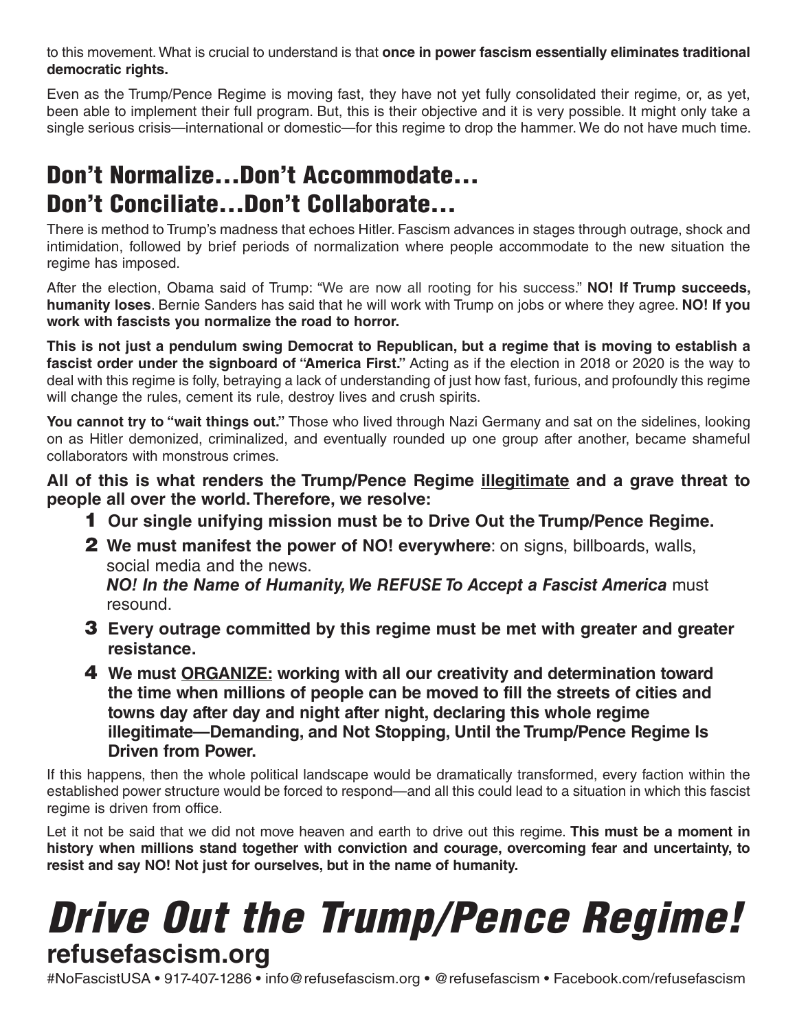to this movement. What is crucial to understand is that **once in power fascism essentially eliminates traditional democratic rights.**

Even as the Trump/Pence Regime is moving fast, they have not yet fully consolidated their regime, or, as yet, been able to implement their full program. But, this is their objective and it is very possible. It might only take a single serious crisis—international or domestic—for this regime to drop the hammer. We do not have much time.

## Don't Normalize...Don't Accommodate... Don't Conciliate...Don't Collaborate...

There is method to Trump's madness that echoes Hitler. Fascism advances in stages through outrage, shock and intimidation, followed by brief periods of normalization where people accommodate to the new situation the regime has imposed.

After the election, Obama said of Trump: "We are now all rooting for his success." **NO! If Trump succeeds, humanity loses**. Bernie Sanders has said that he will work with Trump on jobs or where they agree. **NO! If you work with fascists you normalize the road to horror.**

**This is not just a pendulum swing Democrat to Republican, but a regime that is moving to establish a fascist order under the signboard of "America First."** Acting as if the election in 2018 or 2020 is the way to deal with this regime is folly, betraying a lack of understanding of just how fast, furious, and profoundly this regime will change the rules, cement its rule, destroy lives and crush spirits.

**You cannot try to "wait things out."** Those who lived through Nazi Germany and sat on the sidelines, looking on as Hitler demonized, criminalized, and eventually rounded up one group after another, became shameful collaborators with monstrous crimes.

**All of this is what renders the Trump/Pence Regime <u>illegitimate</u> and a grave threat to people all over the world. Therefore, we resolve:**

1. **Our single unifying mission must be to Drive Out the Trump/Pence Regime.**
2. **We must manifest the power of NO! everywhere**: on signs, billboards, walls, social media and the news.
   ***NO! In the Name of Humanity, We REFUSE To Accept a Fascist America*** must resound.
3. **Every outrage committed by this regime must be met with greater and greater resistance.**
4. **We must <u>ORGANIZE:</u> working with all our creativity and determination toward the time when millions of people can be moved to fill the streets of cities and towns day after day and night after night, declaring this whole regime illegitimate—Demanding, and Not Stopping, Until the Trump/Pence Regime Is Driven from Power.**

If this happens, then the whole political landscape would be dramatically transformed, every faction within the established power structure would be forced to respond—and all this could lead to a situation in which this fascist regime is driven from office.

Let it not be said that we did not move heaven and earth to drive out this regime. **This must be a moment in history when millions stand together with conviction and courage, overcoming fear and uncertainty, to resist and say NO! Not just for ourselves, but in the name of humanity.**

# *Drive Out the Trump/Pence Regime!*

## refusefascism.org

#NoFascistUSA • 917-407-1286 • info@refusefascism.org • @refusefascism • Facebook.com/refusefascism